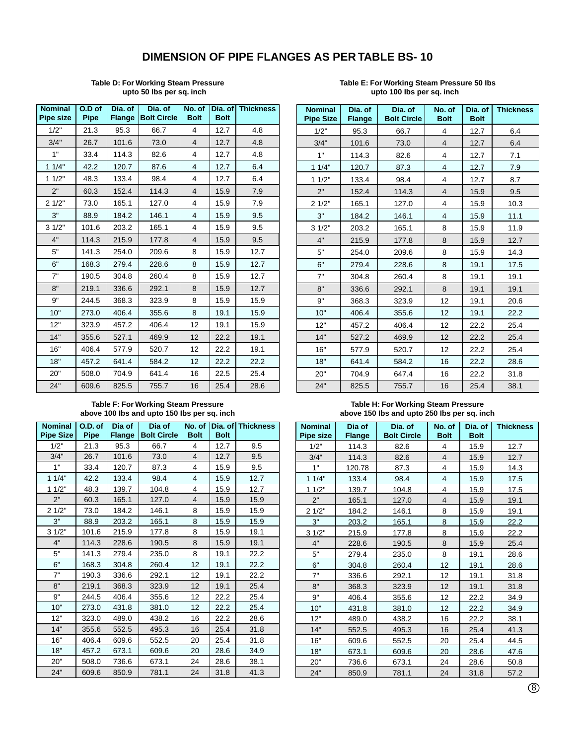# DIMENSION OF PIPE FLANGES AS PER TABLE BS- 10

**Table D: For Working Steam Pressure upto 50 lbs per sq. inch**

| Nominal Pipe size | O.D of Pipe | Dia. of Flange | Dia. of Bolt Circle | No. of Bolt | Dia. of Bolt | Thickness |
|---|---|---|---|---|---|---|
| 1/2" | 21.3 | 95.3 | 66.7 | 4 | 12.7 | 4.8 |
| 3/4" | 26.7 | 101.6 | 73.0 | 4 | 12.7 | 4.8 |
| 1" | 33.4 | 114.3 | 82.6 | 4 | 12.7 | 4.8 |
| 1 1/4" | 42.2 | 120.7 | 87.6 | 4 | 12.7 | 6.4 |
| 1 1/2" | 48.3 | 133.4 | 98.4 | 4 | 12.7 | 6.4 |
| 2" | 60.3 | 152.4 | 114.3 | 4 | 15.9 | 7.9 |
| 2 1/2" | 73.0 | 165.1 | 127.0 | 4 | 15.9 | 7.9 |
| 3" | 88.9 | 184.2 | 146.1 | 4 | 15.9 | 9.5 |
| 3 1/2" | 101.6 | 203.2 | 165.1 | 4 | 15.9 | 9.5 |
| 4" | 114.3 | 215.9 | 177.8 | 4 | 15.9 | 9.5 |
| 5" | 141.3 | 254.0 | 209.6 | 8 | 15.9 | 12.7 |
| 6" | 168.3 | 279.4 | 228.6 | 8 | 15.9 | 12.7 |
| 7" | 190.5 | 304.8 | 260.4 | 8 | 15.9 | 12.7 |
| 8" | 219.1 | 336.6 | 292.1 | 8 | 15.9 | 12.7 |
| 9" | 244.5 | 368.3 | 323.9 | 8 | 15.9 | 15.9 |
| 10" | 273.0 | 406.4 | 355.6 | 8 | 19.1 | 15.9 |
| 12" | 323.9 | 457.2 | 406.4 | 12 | 19.1 | 15.9 |
| 14" | 355.6 | 527.1 | 469.9 | 12 | 22.2 | 19.1 |
| 16" | 406.4 | 577.9 | 520.7 | 12 | 22.2 | 19.1 |
| 18" | 457.2 | 641.4 | 584.2 | 12 | 22.2 | 22.2 |
| 20" | 508.0 | 704.9 | 641.4 | 16 | 22.5 | 25.4 |
| 24" | 609.6 | 825.5 | 755.7 | 16 | 25.4 | 28.6 |

**Table E: For Working Steam Pressure 50 lbs upto 100 lbs per sq. inch**

| Nominal Pipe Size | Dia. of Flange | Dia. of Bolt Circle | No. of Bolt | Dia. of Bolt | Thickness |
|---|---|---|---|---|---|
| 1/2" | 95.3 | 66.7 | 4 | 12.7 | 6.4 |
| 3/4" | 101.6 | 73.0 | 4 | 12.7 | 6.4 |
| 1" | 114.3 | 82.6 | 4 | 12.7 | 7.1 |
| 1 1/4" | 120.7 | 87.3 | 4 | 12.7 | 7.9 |
| 1 1/2" | 133.4 | 98.4 | 4 | 12.7 | 8.7 |
| 2" | 152.4 | 114.3 | 4 | 15.9 | 9.5 |
| 2 1/2" | 165.1 | 127.0 | 4 | 15.9 | 10.3 |
| 3" | 184.2 | 146.1 | 4 | 15.9 | 11.1 |
| 3 1/2" | 203.2 | 165.1 | 8 | 15.9 | 11.9 |
| 4" | 215.9 | 177.8 | 8 | 15.9 | 12.7 |
| 5" | 254.0 | 209.6 | 8 | 15.9 | 14.3 |
| 6" | 279.4 | 228.6 | 8 | 19.1 | 17.5 |
| 7" | 304.8 | 260.4 | 8 | 19.1 | 19.1 |
| 8" | 336.6 | 292.1 | 8 | 19.1 | 19.1 |
| 9" | 368.3 | 323.9 | 12 | 19.1 | 20.6 |
| 10" | 406.4 | 355.6 | 12 | 19.1 | 22.2 |
| 12" | 457.2 | 406.4 | 12 | 22.2 | 25.4 |
| 14" | 527.2 | 469.9 | 12 | 22.2 | 25.4 |
| 16" | 577.9 | 520.7 | 12 | 22.2 | 25.4 |
| 18" | 641.4 | 584.2 | 16 | 22.2 | 28.6 |
| 20" | 704.9 | 647.4 | 16 | 22.2 | 31.8 |
| 24" | 825.5 | 755.7 | 16 | 25.4 | 38.1 |

**Table F: For Working Steam Pressure above 100 lbs and upto 150 lbs per sq. inch**

| Nominal Pipe Size | O.D. of Pipe | Dia of Flange | Dia of Bolt Circle | No. of Bolt | Dia. of Bolt | Thickness |
|---|---|---|---|---|---|---|
| 1/2" | 21.3 | 95.3 | 66.7 | 4 | 12.7 | 9.5 |
| 3/4" | 26.7 | 101.6 | 73.0 | 4 | 12.7 | 9.5 |
| 1" | 33.4 | 120.7 | 87.3 | 4 | 15.9 | 9.5 |
| 1 1/4" | 42.2 | 133.4 | 98.4 | 4 | 15.9 | 12.7 |
| 1 1/2" | 48.3 | 139.7 | 104.8 | 4 | 15.9 | 12.7 |
| 2" | 60.3 | 165.1 | 127.0 | 4 | 15.9 | 15.9 |
| 2 1/2" | 73.0 | 184.2 | 146.1 | 8 | 15.9 | 15.9 |
| 3" | 88.9 | 203.2 | 165.1 | 8 | 15.9 | 15.9 |
| 3 1/2" | 101.6 | 215.9 | 177.8 | 8 | 15.9 | 19.1 |
| 4" | 114.3 | 228.6 | 190.5 | 8 | 15.9 | 19.1 |
| 5" | 141.3 | 279.4 | 235.0 | 8 | 19.1 | 22.2 |
| 6" | 168.3 | 304.8 | 260.4 | 12 | 19.1 | 22.2 |
| 7" | 190.3 | 336.6 | 292.1 | 12 | 19.1 | 22.2 |
| 8" | 219.1 | 368.3 | 323.9 | 12 | 19.1 | 25.4 |
| 9" | 244.5 | 406.4 | 355.6 | 12 | 22.2 | 25.4 |
| 10" | 273.0 | 431.8 | 381.0 | 12 | 22.2 | 25.4 |
| 12" | 323.0 | 489.0 | 438.2 | 16 | 22.2 | 28.6 |
| 14" | 355.6 | 552.5 | 495.3 | 16 | 25.4 | 31.8 |
| 16" | 406.4 | 609.6 | 552.5 | 20 | 25.4 | 31.8 |
| 18" | 457.2 | 673.1 | 609.6 | 20 | 28.6 | 34.9 |
| 20" | 508.0 | 736.6 | 673.1 | 24 | 28.6 | 38.1 |
| 24" | 609.6 | 850.9 | 781.1 | 24 | 31.8 | 41.3 |

**Table H: For Working Steam Pressure above 150 lbs and upto 250 lbs per sq. inch**

| Nominal Pipe size | Dia of Flange | Dia. of Bolt Circle | No. of Bolt | Dia. of Bolt | Thickness |
|---|---|---|---|---|---|
| 1/2" | 114.3 | 82.6 | 4 | 15.9 | 12.7 |
| 3/4" | 114.3 | 82.6 | 4 | 15.9 | 12.7 |
| 1" | 120.78 | 87.3 | 4 | 15.9 | 14.3 |
| 1 1/4" | 133.4 | 98.4 | 4 | 15.9 | 17.5 |
| 1 1/2" | 139.7 | 104.8 | 4 | 15.9 | 17.5 |
| 2" | 165.1 | 127.0 | 4 | 15.9 | 19.1 |
| 2 1/2" | 184.2 | 146.1 | 8 | 15.9 | 19.1 |
| 3" | 203.2 | 165.1 | 8 | 15.9 | 22.2 |
| 3 1/2" | 215.9 | 177.8 | 8 | 15.9 | 22.2 |
| 4" | 228.6 | 190.5 | 8 | 15.9 | 25.4 |
| 5" | 279.4 | 235.0 | 8 | 19.1 | 28.6 |
| 6" | 304.8 | 260.4 | 12 | 19.1 | 28.6 |
| 7" | 336.6 | 292.1 | 12 | 19.1 | 31.8 |
| 8" | 368.3 | 323.9 | 12 | 19.1 | 31.8 |
| 9" | 406.4 | 355.6 | 12 | 22.2 | 34.9 |
| 10" | 431.8 | 381.0 | 12 | 22.2 | 34.9 |
| 12" | 489.0 | 438.2 | 16 | 22.2 | 38.1 |
| 14" | 552.5 | 495.3 | 16 | 25.4 | 41.3 |
| 16" | 609.6 | 552.5 | 20 | 25.4 | 44.5 |
| 18" | 673.1 | 609.6 | 20 | 28.6 | 47.6 |
| 20" | 736.6 | 673.1 | 24 | 28.6 | 50.8 |
| 24" | 850.9 | 781.1 | 24 | 31.8 | 57.2 |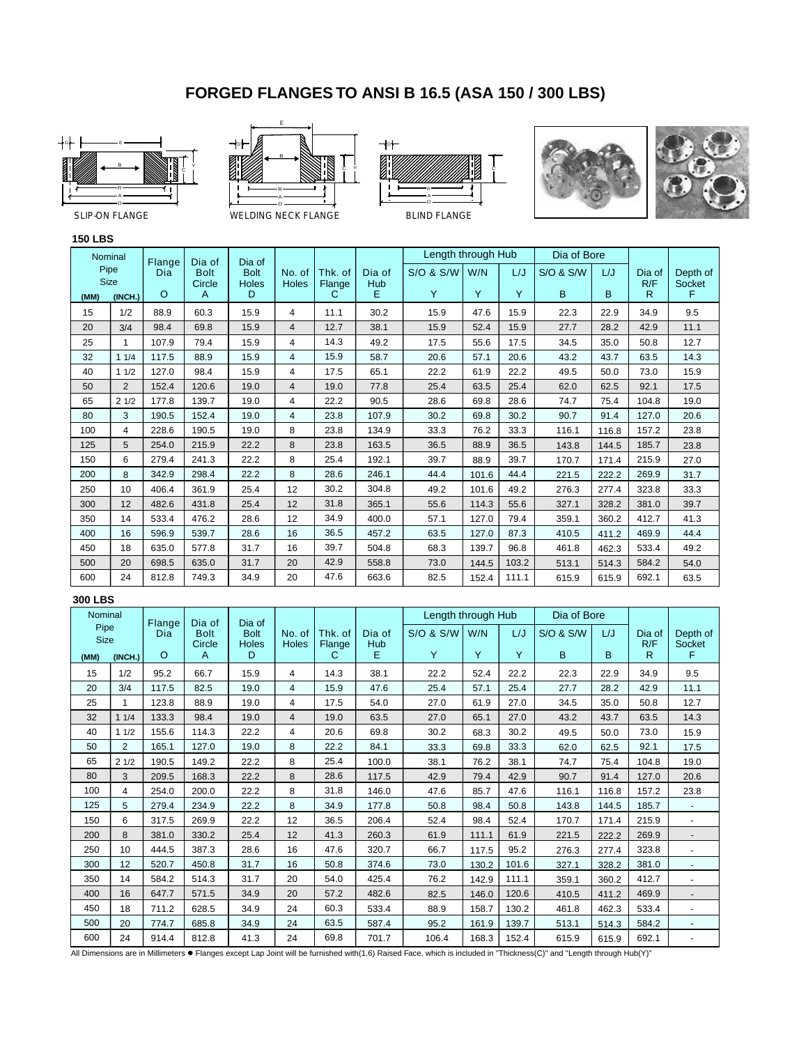# FORGED FLANGES TO ANSI B 16.5 (ASA 150 / 300 LBS)

SLIP-ON FLANGE WELDING NECK FLANGE BLIND FLANGE

**150 LBS**

| Nominal Pipe Size (MM) | Nominal Pipe Size (INCH.) | Flange Dia O | Dia of Bolt Circle A | Dia of Bolt Holes D | No. of Holes | Thk. of Flange C | Dia of Hub E | Length through Hub S/O & S/W Y | Length through Hub W/N Y | Length through Hub L/J Y | Dia of Bore S/O & S/W B | Dia of Bore L/J B | Dia of R/F R | Depth of Socket F |
|---|---|---|---|---|---|---|---|---|---|---|---|---|---|---|
| 15 | 1/2 | 88.9 | 60.3 | 15.9 | 4 | 11.1 | 30.2 | 15.9 | 47.6 | 15.9 | 22.3 | 22.9 | 34.9 | 9.5 |
| 20 | 3/4 | 98.4 | 69.8 | 15.9 | 4 | 12.7 | 38.1 | 15.9 | 52.4 | 15.9 | 27.7 | 28.2 | 42.9 | 11.1 |
| 25 | 1 | 107.9 | 79.4 | 15.9 | 4 | 14.3 | 49.2 | 17.5 | 55.6 | 17.5 | 34.5 | 35.0 | 50.8 | 12.7 |
| 32 | 1 1/4 | 117.5 | 88.9 | 15.9 | 4 | 15.9 | 58.7 | 20.6 | 57.1 | 20.6 | 43.2 | 43.7 | 63.5 | 14.3 |
| 40 | 1 1/2 | 127.0 | 98.4 | 15.9 | 4 | 17.5 | 65.1 | 22.2 | 61.9 | 22.2 | 49.5 | 50.0 | 73.0 | 15.9 |
| 50 | 2 | 152.4 | 120.6 | 19.0 | 4 | 19.0 | 77.8 | 25.4 | 63.5 | 25.4 | 62.0 | 62.5 | 92.1 | 17.5 |
| 65 | 2 1/2 | 177.8 | 139.7 | 19.0 | 4 | 22.2 | 90.5 | 28.6 | 69.8 | 28.6 | 74.7 | 75.4 | 104.8 | 19.0 |
| 80 | 3 | 190.5 | 152.4 | 19.0 | 4 | 23.8 | 107.9 | 30.2 | 69.8 | 30.2 | 90.7 | 91.4 | 127.0 | 20.6 |
| 100 | 4 | 228.6 | 190.5 | 19.0 | 8 | 23.8 | 134.9 | 33.3 | 76.2 | 33.3 | 116.1 | 116.8 | 157.2 | 23.8 |
| 125 | 5 | 254.0 | 215.9 | 22.2 | 8 | 23.8 | 163.5 | 36.5 | 88.9 | 36.5 | 143.8 | 144.5 | 185.7 | 23.8 |
| 150 | 6 | 279.4 | 241.3 | 22.2 | 8 | 25.4 | 192.1 | 39.7 | 88.9 | 39.7 | 170.7 | 171.4 | 215.9 | 27.0 |
| 200 | 8 | 342.9 | 298.4 | 22.2 | 8 | 28.6 | 246.1 | 44.4 | 101.6 | 44.4 | 221.5 | 222.2 | 269.9 | 31.7 |
| 250 | 10 | 406.4 | 361.9 | 25.4 | 12 | 30.2 | 304.8 | 49.2 | 101.6 | 49.2 | 276.3 | 277.4 | 323.8 | 33.3 |
| 300 | 12 | 482.6 | 431.8 | 25.4 | 12 | 31.8 | 365.1 | 55.6 | 114.3 | 55.6 | 327.1 | 328.2 | 381.0 | 39.7 |
| 350 | 14 | 533.4 | 476.2 | 28.6 | 12 | 34.9 | 400.0 | 57.1 | 127.0 | 79.4 | 359.1 | 360.2 | 412.7 | 41.3 |
| 400 | 16 | 596.9 | 539.7 | 28.6 | 16 | 36.5 | 457.2 | 63.5 | 127.0 | 87.3 | 410.5 | 411.2 | 469.9 | 44.4 |
| 450 | 18 | 635.0 | 577.8 | 31.7 | 16 | 39.7 | 504.8 | 68.3 | 139.7 | 96.8 | 461.8 | 462.3 | 533.4 | 49.2 |
| 500 | 20 | 698.5 | 635.0 | 31.7 | 20 | 42.9 | 558.8 | 73.0 | 144.5 | 103.2 | 513.1 | 514.3 | 584.2 | 54.0 |
| 600 | 24 | 812.8 | 749.3 | 34.9 | 20 | 47.6 | 663.6 | 82.5 | 152.4 | 111.1 | 615.9 | 615.9 | 692.1 | 63.5 |

**300 LBS**

| Nominal Pipe Size (MM) | Nominal Pipe Size (INCH.) | Flange Dia O | Dia of Bolt Circle A | Dia of Bolt Holes D | No. of Holes | Thk. of Flange C | Dia of Hub E | Length through Hub S/O & S/W Y | Length through Hub W/N Y | Length through Hub L/J Y | Dia of Bore S/O & S/W B | Dia of Bore L/J B | Dia of R/F R | Depth of Socket F |
|---|---|---|---|---|---|---|---|---|---|---|---|---|---|---|
| 15 | 1/2 | 95.2 | 66.7 | 15.9 | 4 | 14.3 | 38.1 | 22.2 | 52.4 | 22.2 | 22.3 | 22.9 | 34.9 | 9.5 |
| 20 | 3/4 | 117.5 | 82.5 | 19.0 | 4 | 15.9 | 47.6 | 25.4 | 57.1 | 25.4 | 27.7 | 28.2 | 42.9 | 11.1 |
| 25 | 1 | 123.8 | 88.9 | 19.0 | 4 | 17.5 | 54.0 | 27.0 | 61.9 | 27.0 | 34.5 | 35.0 | 50.8 | 12.7 |
| 32 | 1 1/4 | 133.3 | 98.4 | 19.0 | 4 | 19.0 | 63.5 | 27.0 | 65.1 | 27.0 | 43.2 | 43.7 | 63.5 | 14.3 |
| 40 | 1 1/2 | 155.6 | 114.3 | 22.2 | 4 | 20.6 | 69.8 | 30.2 | 68.3 | 30.2 | 49.5 | 50.0 | 73.0 | 15.9 |
| 50 | 2 | 165.1 | 127.0 | 19.0 | 8 | 22.2 | 84.1 | 33.3 | 69.8 | 33.3 | 62.0 | 62.5 | 92.1 | 17.5 |
| 65 | 2 1/2 | 190.5 | 149.2 | 22.2 | 8 | 25.4 | 100.0 | 38.1 | 76.2 | 38.1 | 74.7 | 75.4 | 104.8 | 19.0 |
| 80 | 3 | 209.5 | 168.3 | 22.2 | 8 | 28.6 | 117.5 | 42.9 | 79.4 | 42.9 | 90.7 | 91.4 | 127.0 | 20.6 |
| 100 | 4 | 254.0 | 200.0 | 22.2 | 8 | 31.8 | 146.0 | 47.6 | 85.7 | 47.6 | 116.1 | 116.8 | 157.2 | 23.8 |
| 125 | 5 | 279.4 | 234.9 | 22.2 | 8 | 34.9 | 177.8 | 50.8 | 98.4 | 50.8 | 143.8 | 144.5 | 185.7 | - |
| 150 | 6 | 317.5 | 269.9 | 22.2 | 12 | 36.5 | 206.4 | 52.4 | 98.4 | 52.4 | 170.7 | 171.4 | 215.9 | - |
| 200 | 8 | 381.0 | 330.2 | 25.4 | 12 | 41.3 | 260.3 | 61.9 | 111.1 | 61.9 | 221.5 | 222.2 | 269.9 | - |
| 250 | 10 | 444.5 | 387.3 | 28.6 | 16 | 47.6 | 320.7 | 66.7 | 117.5 | 95.2 | 276.3 | 277.4 | 323.8 | - |
| 300 | 12 | 520.7 | 450.8 | 31.7 | 16 | 50.8 | 374.6 | 73.0 | 130.2 | 101.6 | 327.1 | 328.2 | 381.0 | - |
| 350 | 14 | 584.2 | 514.3 | 31.7 | 20 | 54.0 | 425.4 | 76.2 | 142.9 | 111.1 | 359.1 | 360.2 | 412.7 | - |
| 400 | 16 | 647.7 | 571.5 | 34.9 | 20 | 57.2 | 482.6 | 82.5 | 146.0 | 120.6 | 410.5 | 411.2 | 469.9 | - |
| 450 | 18 | 711.2 | 628.5 | 34.9 | 24 | 60.3 | 533.4 | 88.9 | 158.7 | 130.2 | 461.8 | 462.3 | 533.4 | - |
| 500 | 20 | 774.7 | 685.8 | 34.9 | 24 | 63.5 | 587.4 | 95.2 | 161.9 | 139.7 | 513.1 | 514.3 | 584.2 | - |
| 600 | 24 | 914.4 | 812.8 | 41.3 | 24 | 69.8 | 701.7 | 106.4 | 168.3 | 152.4 | 615.9 | 615.9 | 692.1 | - |

All Dimensions are in Millimeters ● Flanges except Lap Joint will be furnished with(1.6) Raised Face, which is included in "Thickness(C)" and "Length through Hub(Y)"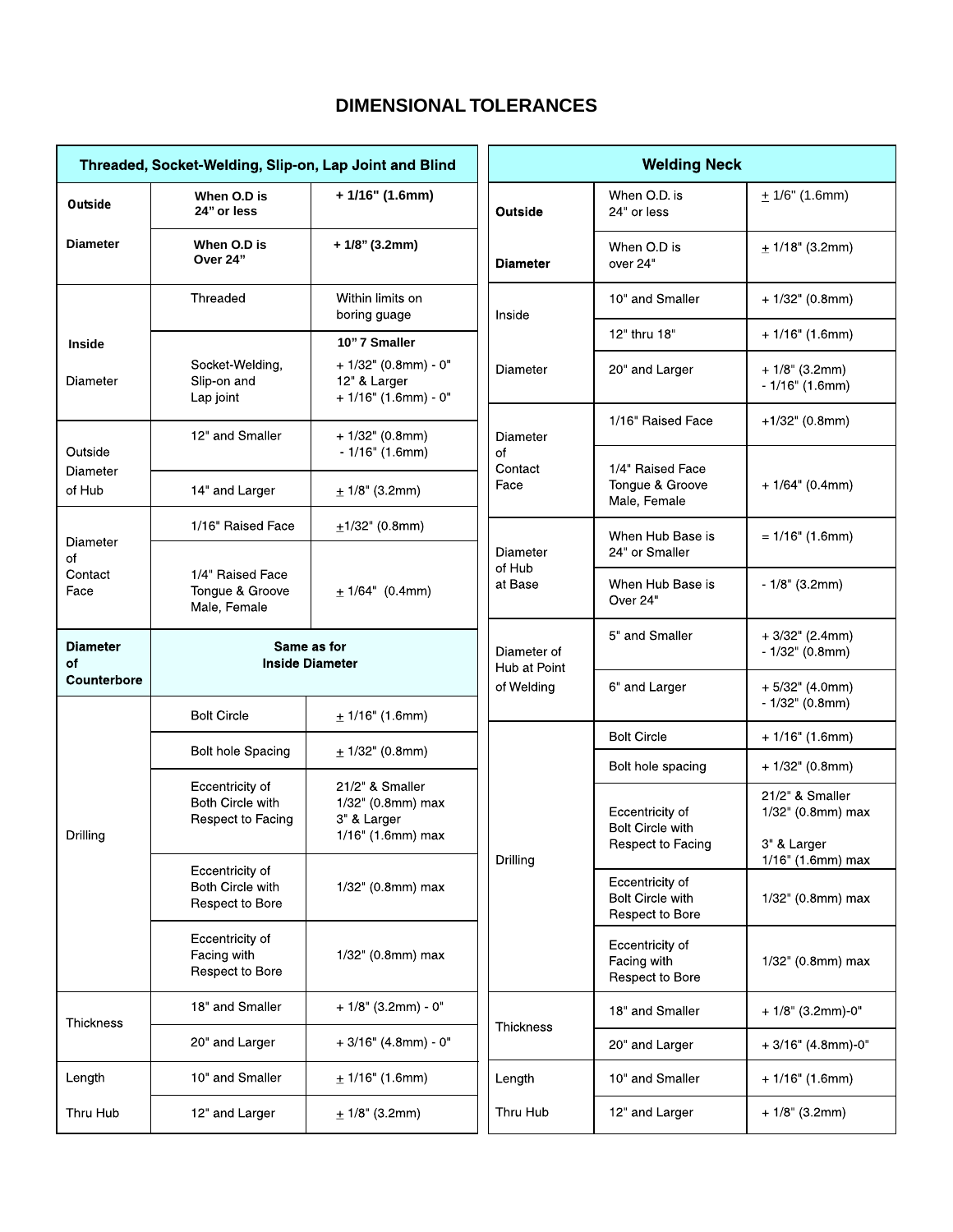# DIMENSIONAL TOLERANCES

| Threaded, Socket-Welding, Slip-on, Lap Joint and Blind | | |
|---|---|---|
| **Outside Diameter** | **When O.D is 24" or less** | **+ 1/16" (1.6mm)** |
| | **When O.D is Over 24"** | **+ 1/8" (3.2mm)** |
| **Inside** Diameter | Threaded | Within limits on boring guage |
| | Socket-Welding, Slip-on and Lap joint | **10" 7 Smaller** + 1/32" (0.8mm) - 0" 12" & Larger + 1/16" (1.6mm) - 0" |
| Outside Diameter of Hub | 12" and Smaller | + 1/32" (0.8mm) - 1/16" (1.6mm) |
| | 14" and Larger | ± 1/8" (3.2mm) |
| Diameter of Contact Face | 1/16" Raised Face | ±1/32" (0.8mm) |
| | 1/4" Raised Face Tongue & Groove Male, Female | ± 1/64" (0.4mm) |
| **Diameter of Counterbore** | **Same as for Inside Diameter** | |
| Drilling | Bolt Circle | ± 1/16" (1.6mm) |
| | Bolt hole Spacing | ± 1/32" (0.8mm) |
| | Eccentricity of Both Circle with Respect to Facing | 21/2" & Smaller 1/32" (0.8mm) max 3" & Larger 1/16" (1.6mm) max |
| | Eccentricity of Both Circle with Respect to Bore | 1/32" (0.8mm) max |
| | Eccentricity of Facing with Respect to Bore | 1/32" (0.8mm) max |
| Thickness | 18" and Smaller | + 1/8" (3.2mm) - 0" |
| | 20" and Larger | + 3/16" (4.8mm) - 0" |
| Length Thru Hub | 10" and Smaller | ± 1/16" (1.6mm) |
| | 12" and Larger | ± 1/8" (3.2mm) |

| Welding Neck | | |
|---|---|---|
| **Outside Diameter** | When O.D. is 24" or less | ± 1/6" (1.6mm) |
| | When O.D is over 24" | ± 1/18" (3.2mm) |
| Inside Diameter | 10" and Smaller | + 1/32" (0.8mm) |
| | 12" thru 18" | + 1/16" (1.6mm) |
| | 20" and Larger | + 1/8" (3.2mm) - 1/16" (1.6mm) |
| Diameter of Contact Face | 1/16" Raised Face | +1/32" (0.8mm) |
| | 1/4" Raised Face Tongue & Groove Male, Female | + 1/64" (0.4mm) |
| Diameter of Hub at Base | When Hub Base is 24" or Smaller | = 1/16" (1.6mm) |
| | When Hub Base is Over 24" | - 1/8" (3.2mm) |
| Diameter of Hub at Point of Welding | 5" and Smaller | + 3/32" (2.4mm) - 1/32" (0.8mm) |
| | 6" and Larger | + 5/32" (4.0mm) - 1/32" (0.8mm) |
| Drilling | Bolt Circle | + 1/16" (1.6mm) |
| | Bolt hole spacing | + 1/32" (0.8mm) |
| | Eccentricity of Bolt Circle with Respect to Facing | 21/2" & Smaller 1/32" (0.8mm) max 3" & Larger 1/16" (1.6mm) max |
| | Eccentricity of Bolt Circle with Respect to Bore | 1/32" (0.8mm) max |
| | Eccentricity of Facing with Respect to Bore | 1/32" (0.8mm) max |
| Thickness | 18" and Smaller | + 1/8" (3.2mm)-0" |
| | 20" and Larger | + 3/16" (4.8mm)-0" |
| Length Thru Hub | 10" and Smaller | + 1/16" (1.6mm) |
| | 12" and Larger | + 1/8" (3.2mm) |